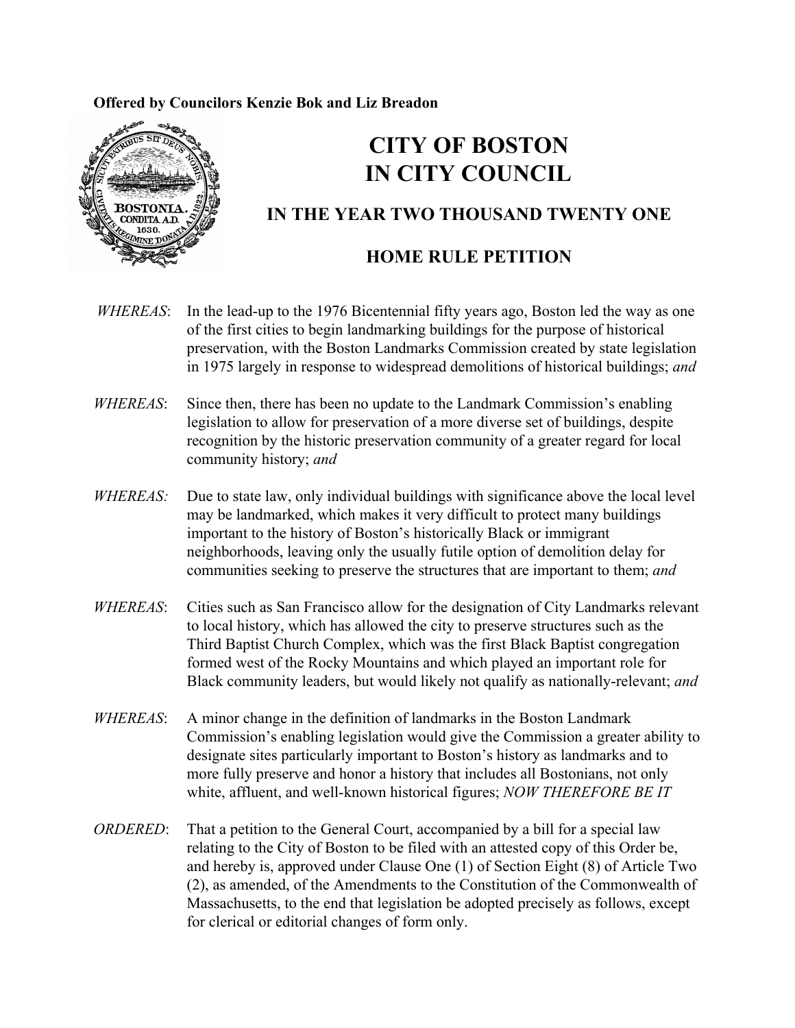**Offered by Councilors Kenzie Bok and Liz Breadon**

# CITY OF BOSTON
# IN CITY COUNCIL

## IN THE YEAR TWO THOUSAND TWENTY ONE

## HOME RULE PETITION

*WHEREAS*: In the lead-up to the 1976 Bicentennial fifty years ago, Boston led the way as one of the first cities to begin landmarking buildings for the purpose of historical preservation, with the Boston Landmarks Commission created by state legislation in 1975 largely in response to widespread demolitions of historical buildings; *and*

*WHEREAS*: Since then, there has been no update to the Landmark Commission's enabling legislation to allow for preservation of a more diverse set of buildings, despite recognition by the historic preservation community of a greater regard for local community history; *and*

*WHEREAS:* Due to state law, only individual buildings with significance above the local level may be landmarked, which makes it very difficult to protect many buildings important to the history of Boston's historically Black or immigrant neighborhoods, leaving only the usually futile option of demolition delay for communities seeking to preserve the structures that are important to them; *and*

*WHEREAS*: Cities such as San Francisco allow for the designation of City Landmarks relevant to local history, which has allowed the city to preserve structures such as the Third Baptist Church Complex, which was the first Black Baptist congregation formed west of the Rocky Mountains and which played an important role for Black community leaders, but would likely not qualify as nationally-relevant; *and*

*WHEREAS*: A minor change in the definition of landmarks in the Boston Landmark Commission's enabling legislation would give the Commission a greater ability to designate sites particularly important to Boston's history as landmarks and to more fully preserve and honor a history that includes all Bostonians, not only white, affluent, and well-known historical figures; *NOW THEREFORE BE IT*

*ORDERED*: That a petition to the General Court, accompanied by a bill for a special law relating to the City of Boston to be filed with an attested copy of this Order be, and hereby is, approved under Clause One (1) of Section Eight (8) of Article Two (2), as amended, of the Amendments to the Constitution of the Commonwealth of Massachusetts, to the end that legislation be adopted precisely as follows, except for clerical or editorial changes of form only.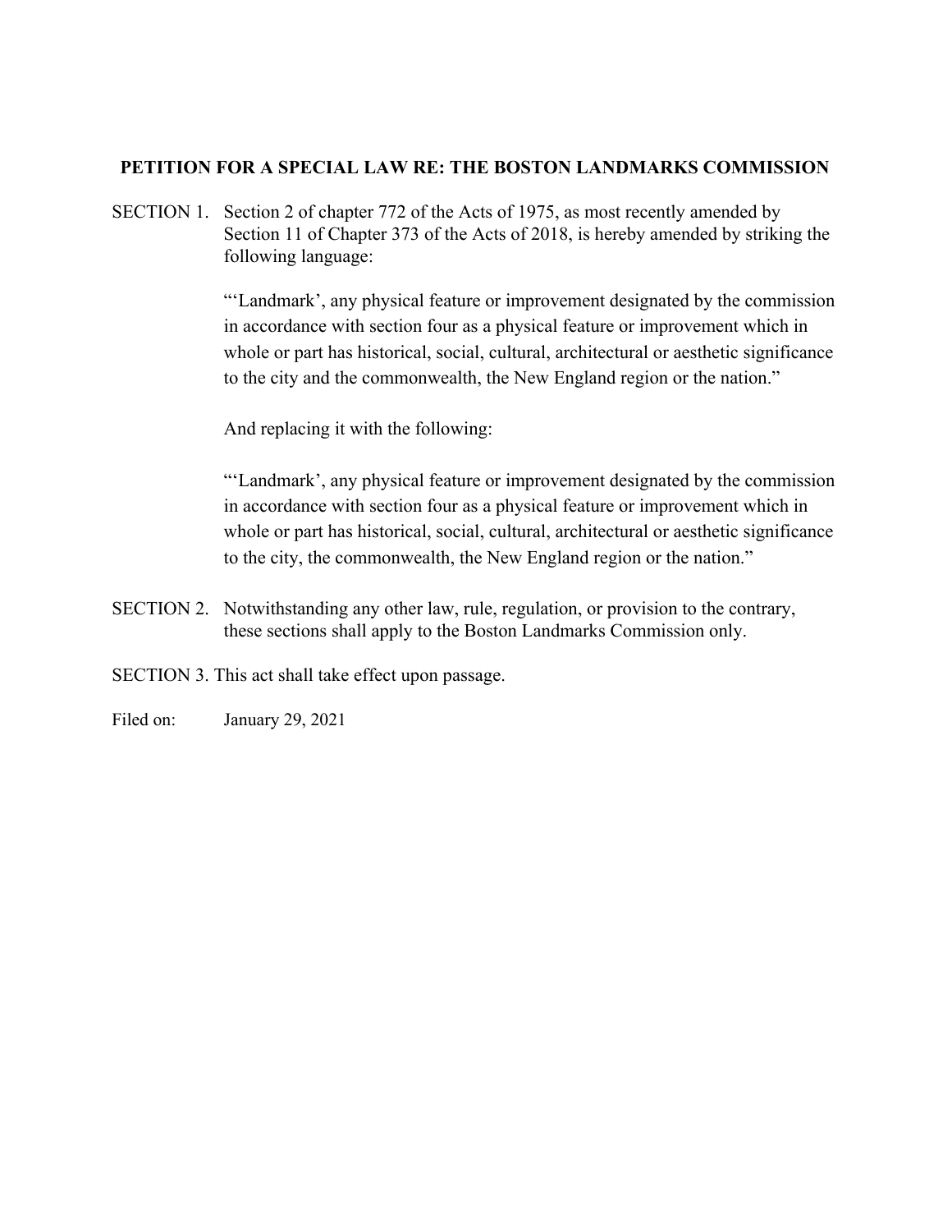**PETITION FOR A SPECIAL LAW RE: THE BOSTON LANDMARKS COMMISSION**

SECTION 1. Section 2 of chapter 772 of the Acts of 1975, as most recently amended by Section 11 of Chapter 373 of the Acts of 2018, is hereby amended by striking the following language:

> "'Landmark', any physical feature or improvement designated by the commission in accordance with section four as a physical feature or improvement which in whole or part has historical, social, cultural, architectural or aesthetic significance to the city and the commonwealth, the New England region or the nation."

And replacing it with the following:

> "'Landmark', any physical feature or improvement designated by the commission in accordance with section four as a physical feature or improvement which in whole or part has historical, social, cultural, architectural or aesthetic significance to the city, the commonwealth, the New England region or the nation."

SECTION 2. Notwithstanding any other law, rule, regulation, or provision to the contrary, these sections shall apply to the Boston Landmarks Commission only.

SECTION 3. This act shall take effect upon passage.

Filed on: January 29, 2021